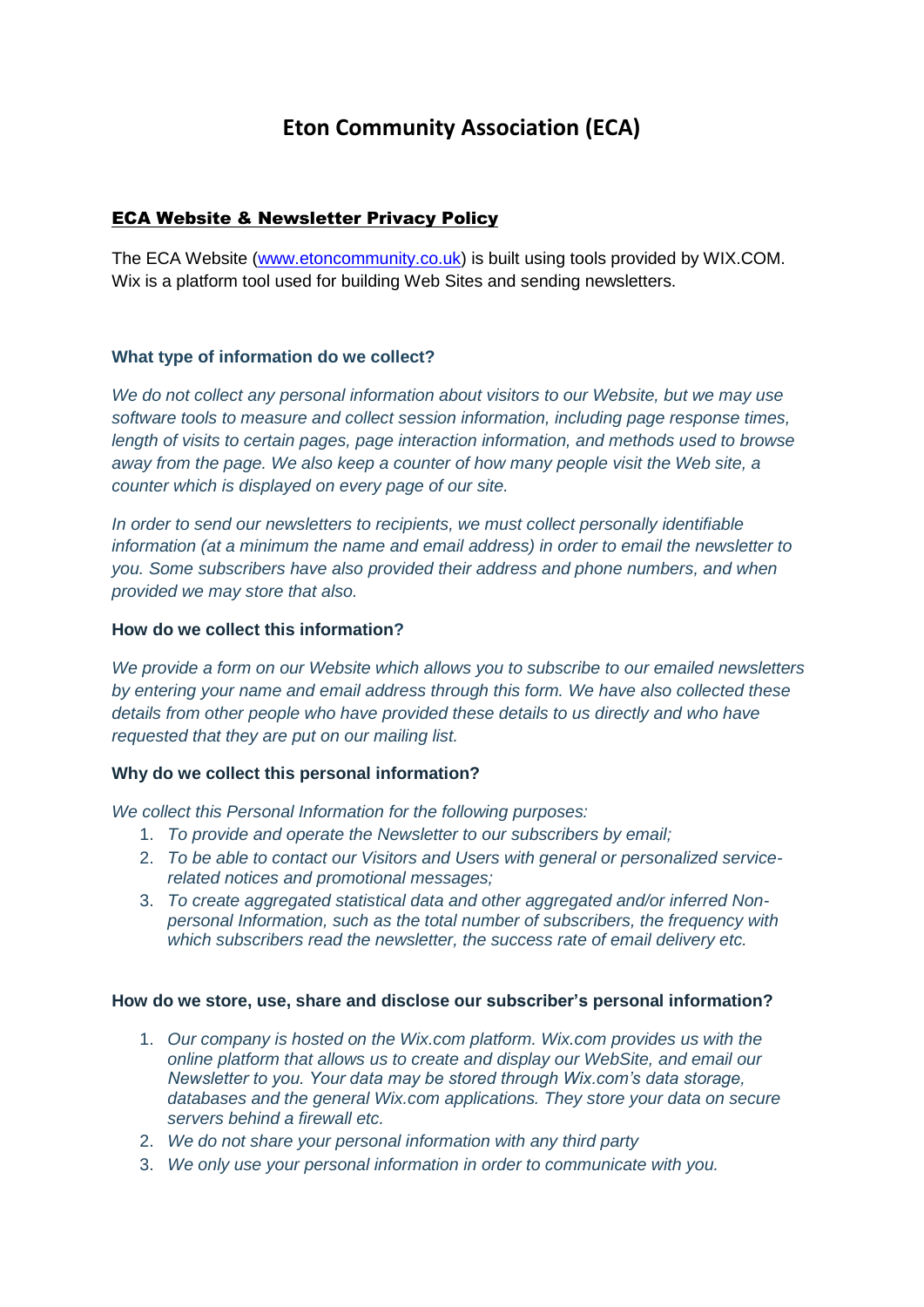# Eton Community Association (ECA)

## ECA Website & Newsletter Privacy Policy

The ECA Website ([www.etoncommunity.co.uk](http://www.etoncommunity.co.uk)) is built using tools provided by WIX.COM. Wix is a platform tool used for building Web Sites and sending newsletters.

### What type of information do we collect?

*We do not collect any personal information about visitors to our Website, but we may use software tools to measure and collect session information, including page response times, length of visits to certain pages, page interaction information, and methods used to browse away from the page. We also keep a counter of how many people visit the Web site, a counter which is displayed on every page of our site.*

*In order to send our newsletters to recipients, we must collect personally identifiable information (at a minimum the name and email address) in order to email the newsletter to you. Some subscribers have also provided their address and phone numbers, and when provided we may store that also.*

### How do we collect this information?

*We provide a form on our Website which allows you to subscribe to our emailed newsletters by entering your name and email address through this form. We have also collected these details from other people who have provided these details to us directly and who have requested that they are put on our mailing list.*

### Why do we collect this personal information?

*We collect this Personal Information for the following purposes:*

1. *To provide and operate the Newsletter to our subscribers by email;*
2. *To be able to contact our Visitors and Users with general or personalized service-related notices and promotional messages;*
3. *To create aggregated statistical data and other aggregated and/or inferred Non-personal Information, such as the total number of subscribers, the frequency with which subscribers read the newsletter, the success rate of email delivery etc.*

### How do we store, use, share and disclose our subscriber's personal information?

1. *Our company is hosted on the Wix.com platform. Wix.com provides us with the online platform that allows us to create and display our WebSite, and email our Newsletter to you. Your data may be stored through Wix.com's data storage, databases and the general Wix.com applications. They store your data on secure servers behind a firewall etc.*
2. *We do not share your personal information with any third party*
3. *We only use your personal information in order to communicate with you.*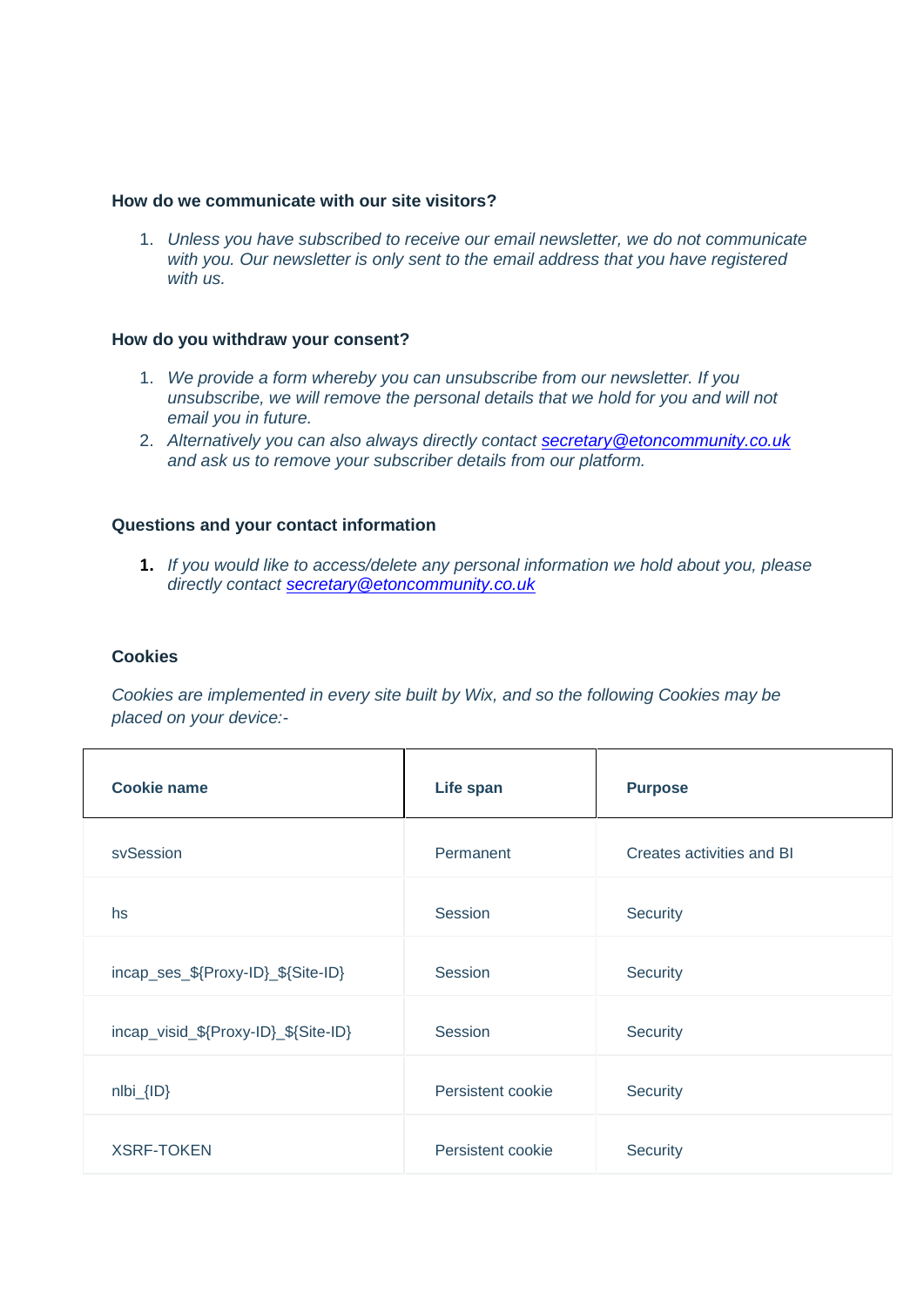### How do we communicate with our site visitors?

1. *Unless you have subscribed to receive our email newsletter, we do not communicate with you. Our newsletter is only sent to the email address that you have registered with us.*

### How do you withdraw your consent?

1. *We provide a form whereby you can unsubscribe from our newsletter. If you unsubscribe, we will remove the personal details that we hold for you and will not email you in future.*
2. *Alternatively you can also always directly contact [secretary@etoncommunity.co.uk](mailto:secretary@etoncommunity.co.uk) and ask us to remove your subscriber details from our platform.*

### Questions and your contact information

1. *If you would like to access/delete any personal information we hold about you, please directly contact [secretary@etoncommunity.co.uk](mailto:secretary@etoncommunity.co.uk)*

### Cookies

*Cookies are implemented in every site built by Wix, and so the following Cookies may be placed on your device:-*

| Cookie name | Life span | Purpose |
|---|---|---|
| svSession | Permanent | Creates activities and BI |
| hs | Session | Security |
| incap_ses_${Proxy-ID}_${Site-ID} | Session | Security |
| incap_visid_${Proxy-ID}_${Site-ID} | Session | Security |
| nlbi_{ID} | Persistent cookie | Security |
| XSRF-TOKEN | Persistent cookie | Security |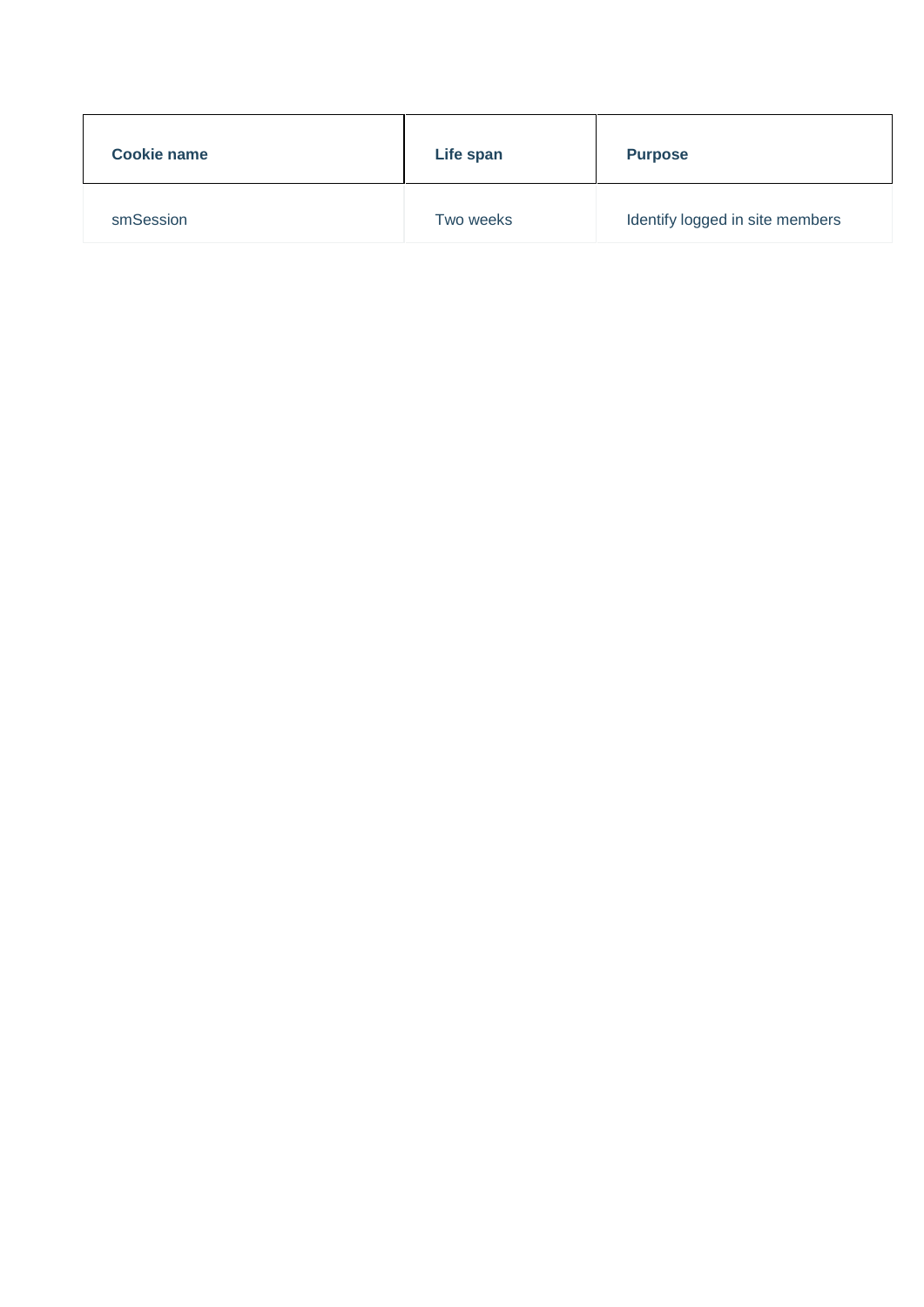| Cookie name | Life span | Purpose |
| --- | --- | --- |
| smSession | Two weeks | Identify logged in site members |